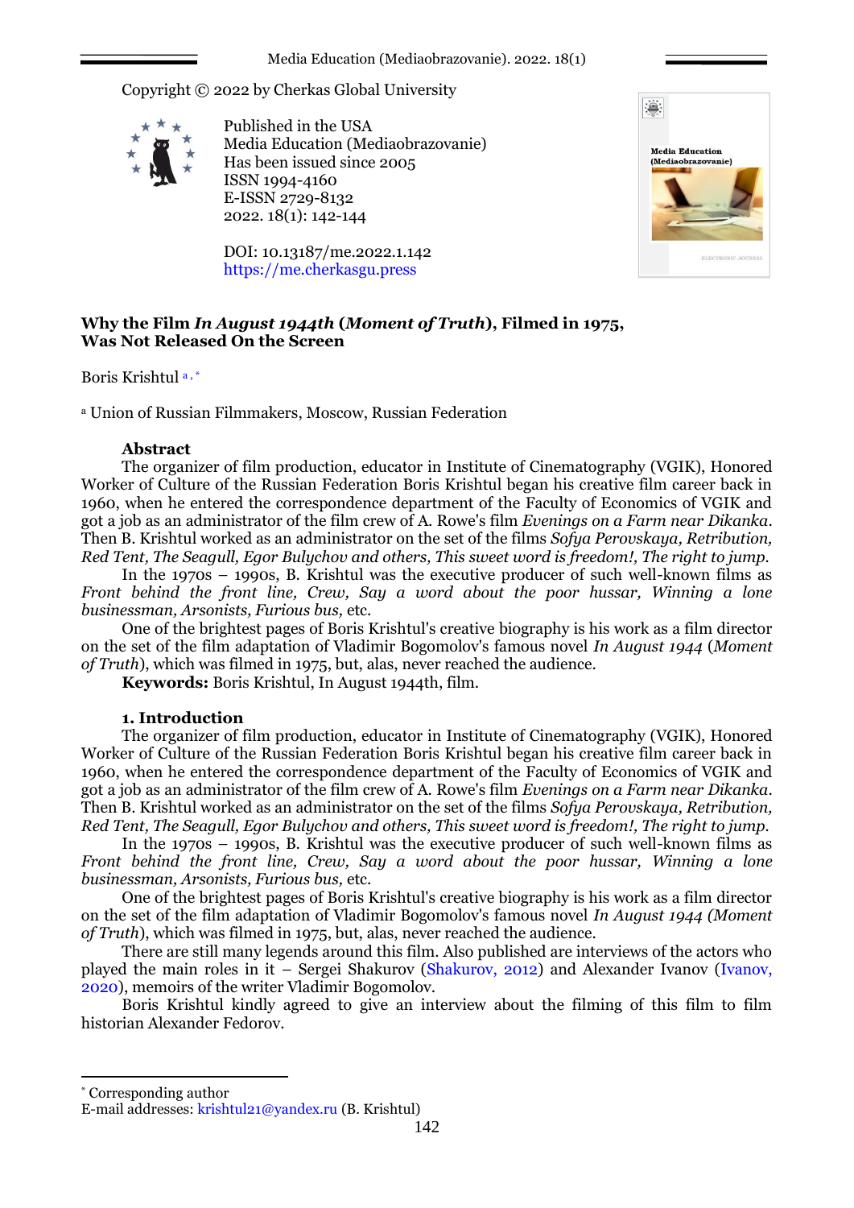Copyright © 2022 by Cherkas Global University

Published in the USA
Media Education (Mediaobrazovanie)
Has been issued since 2005
ISSN 1994-4160
E-ISSN 2729-8132
2022. 18(1): 142-144

DOI: 10.13187/me.2022.1.142
https://me.cherkasgu.press

# Why the Film *In August 1944th* (*Moment of Truth*), Filmed in 1975, Was Not Released On the Screen

Boris Krishtul [a, *]

[a] Union of Russian Filmmakers, Moscow, Russian Federation

**Abstract**

The organizer of film production, educator in Institute of Cinematography (VGIK), Honored Worker of Culture of the Russian Federation Boris Krishtul began his creative film career back in 1960, when he entered the correspondence department of the Faculty of Economics of VGIK and got a job as an administrator of the film crew of A. Rowe's film *Evenings on a Farm near Dikanka*. Then B. Krishtul worked as an administrator on the set of the films *Sofya Perovskaya, Retribution, Red Tent, The Seagull, Egor Bulychov and others, This sweet word is freedom!, The right to jump.*

In the 1970s – 1990s, B. Krishtul was the executive producer of such well-known films as *Front behind the front line, Crew, Say a word about the poor hussar, Winning a lone businessman, Arsonists, Furious bus,* etc.

One of the brightest pages of Boris Krishtul's creative biography is his work as a film director on the set of the film adaptation of Vladimir Bogomolov's famous novel *In August 1944* (*Moment of Truth*), which was filmed in 1975, but, alas, never reached the audience.

**Keywords:** Boris Krishtul, In August 1944th, film.

## 1. Introduction

The organizer of film production, educator in Institute of Cinematography (VGIK), Honored Worker of Culture of the Russian Federation Boris Krishtul began his creative film career back in 1960, when he entered the correspondence department of the Faculty of Economics of VGIK and got a job as an administrator of the film crew of A. Rowe's film *Evenings on a Farm near Dikanka*. Then B. Krishtul worked as an administrator on the set of the films *Sofya Perovskaya, Retribution, Red Tent, The Seagull, Egor Bulychov and others, This sweet word is freedom!, The right to jump.*

In the 1970s – 1990s, B. Krishtul was the executive producer of such well-known films as *Front behind the front line, Crew, Say a word about the poor hussar, Winning a lone businessman, Arsonists, Furious bus,* etc.

One of the brightest pages of Boris Krishtul's creative biography is his work as a film director on the set of the film adaptation of Vladimir Bogomolov's famous novel *In August 1944 (Moment of Truth*), which was filmed in 1975, but, alas, never reached the audience.

There are still many legends around this film. Also published are interviews of the actors who played the main roles in it – Sergei Shakurov (Shakurov, 2012) and Alexander Ivanov (Ivanov, 2020), memoirs of the writer Vladimir Bogomolov.

Boris Krishtul kindly agreed to give an interview about the filming of this film to film historian Alexander Fedorov.

---

[*] Corresponding author
E-mail addresses: krishtul21@yandex.ru (B. Krishtul)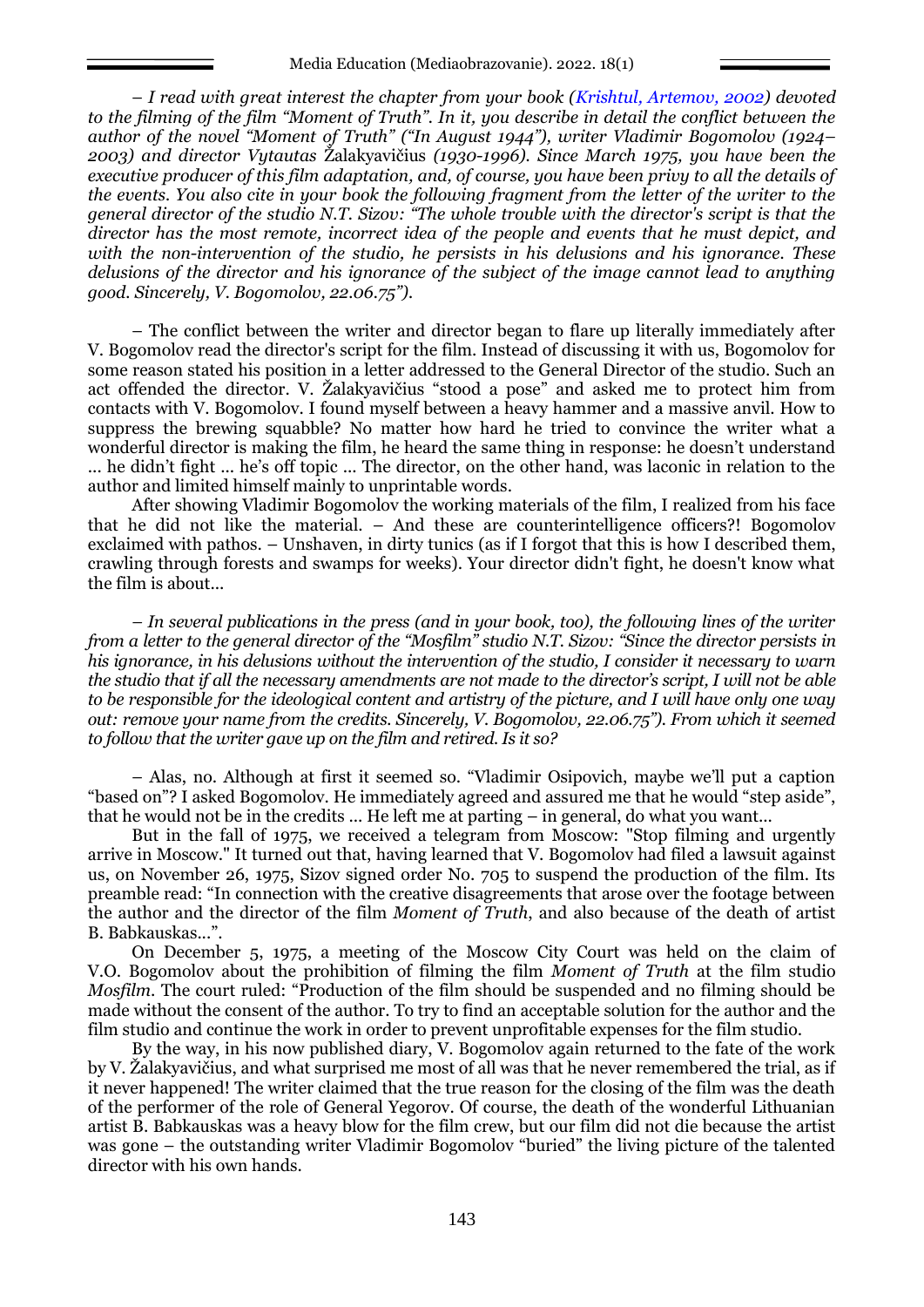*– I read with great interest the chapter from your book (Krishtul, Artemov, 2002) devoted to the filming of the film "Moment of Truth". In it, you describe in detail the conflict between the author of the novel "Moment of Truth" ("In August 1944"), writer Vladimir Bogomolov (1924–2003) and director Vytautas* Žalakyavičius *(1930-1996). Since March 1975, you have been the executive producer of this film adaptation, and, of course, you have been privy to all the details of the events. You also cite in your book the following fragment from the letter of the writer to the general director of the studio N.T. Sizov: "The whole trouble with the director's script is that the director has the most remote, incorrect idea of the people and events that he must depict, and with the non-intervention of the studio, he persists in his delusions and his ignorance. These delusions of the director and his ignorance of the subject of the image cannot lead to anything good. Sincerely, V. Bogomolov, 22.06.75").*

– The conflict between the writer and director began to flare up literally immediately after V. Bogomolov read the director's script for the film. Instead of discussing it with us, Bogomolov for some reason stated his position in a letter addressed to the General Director of the studio. Such an act offended the director. V. Žalakyavičius "stood a pose" and asked me to protect him from contacts with V. Bogomolov. I found myself between a heavy hammer and a massive anvil. How to suppress the brewing squabble? No matter how hard he tried to convince the writer what a wonderful director is making the film, he heard the same thing in response: he doesn't understand ... he didn't fight ... he's off topic ... The director, on the other hand, was laconic in relation to the author and limited himself mainly to unprintable words.

After showing Vladimir Bogomolov the working materials of the film, I realized from his face that he did not like the material. – And these are counterintelligence officers?! Bogomolov exclaimed with pathos. – Unshaven, in dirty tunics (as if I forgot that this is how I described them, crawling through forests and swamps for weeks). Your director didn't fight, he doesn't know what the film is about...

*– In several publications in the press (and in your book, too), the following lines of the writer from a letter to the general director of the "Mosfilm" studio N.T. Sizov: "Since the director persists in his ignorance, in his delusions without the intervention of the studio, I consider it necessary to warn the studio that if all the necessary amendments are not made to the director's script, I will not be able to be responsible for the ideological content and artistry of the picture, and I will have only one way out: remove your name from the credits. Sincerely, V. Bogomolov, 22.06.75"). From which it seemed to follow that the writer gave up on the film and retired. Is it so?*

– Alas, no. Although at first it seemed so. "Vladimir Osipovich, maybe we'll put a caption "based on"? I asked Bogomolov. He immediately agreed and assured me that he would "step aside", that he would not be in the credits ... He left me at parting – in general, do what you want...

But in the fall of 1975, we received a telegram from Moscow: "Stop filming and urgently arrive in Moscow." It turned out that, having learned that V. Bogomolov had filed a lawsuit against us, on November 26, 1975, Sizov signed order No. 705 to suspend the production of the film. Its preamble read: "In connection with the creative disagreements that arose over the footage between the author and the director of the film *Moment of Truth*, and also because of the death of artist B. Babkauskas...".

On December 5, 1975, a meeting of the Moscow City Court was held on the claim of V.O. Bogomolov about the prohibition of filming the film *Moment of Truth* at the film studio *Mosfilm*. The court ruled: "Production of the film should be suspended and no filming should be made without the consent of the author. To try to find an acceptable solution for the author and the film studio and continue the work in order to prevent unprofitable expenses for the film studio.

By the way, in his now published diary, V. Bogomolov again returned to the fate of the work by V. Žalakyavičius, and what surprised me most of all was that he never remembered the trial, as if it never happened! The writer claimed that the true reason for the closing of the film was the death of the performer of the role of General Yegorov. Of course, the death of the wonderful Lithuanian artist B. Babkauskas was a heavy blow for the film crew, but our film did not die because the artist was gone – the outstanding writer Vladimir Bogomolov "buried" the living picture of the talented director with his own hands.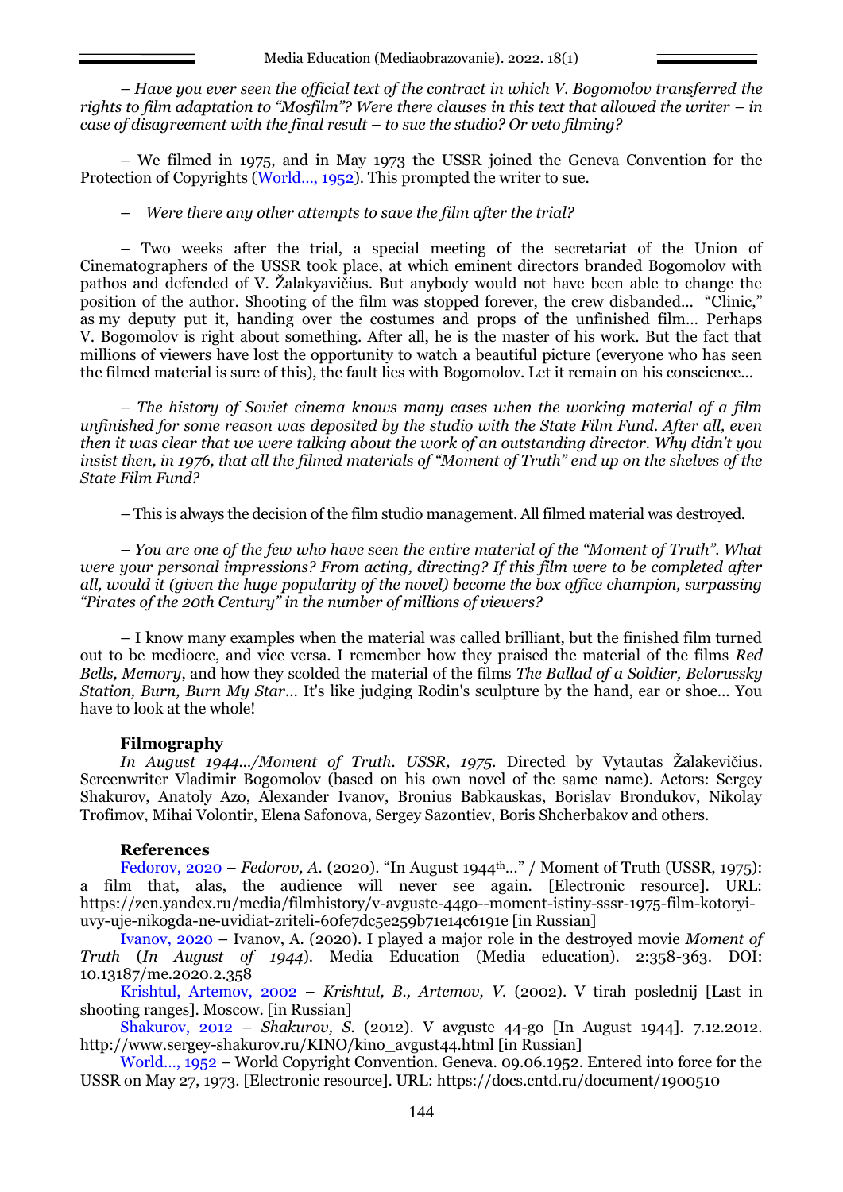*– Have you ever seen the official text of the contract in which V. Bogomolov transferred the rights to film adaptation to "Mosfilm"? Were there clauses in this text that allowed the writer – in case of disagreement with the final result – to sue the studio? Or veto filming?*

– We filmed in 1975, and in May 1973 the USSR joined the Geneva Convention for the Protection of Copyrights (World..., 1952). This prompted the writer to sue.

– *Were there any other attempts to save the film after the trial?*

– Two weeks after the trial, a special meeting of the secretariat of the Union of Cinematographers of the USSR took place, at which eminent directors branded Bogomolov with pathos and defended of V. Žalakyavičius. But anybody would not have been able to change the position of the author. Shooting of the film was stopped forever, the crew disbanded... "Clinic," as my deputy put it, handing over the costumes and props of the unfinished film... Perhaps V. Bogomolov is right about something. After all, he is the master of his work. But the fact that millions of viewers have lost the opportunity to watch a beautiful picture (everyone who has seen the filmed material is sure of this), the fault lies with Bogomolov. Let it remain on his conscience...

*– The history of Soviet cinema knows many cases when the working material of a film unfinished for some reason was deposited by the studio with the State Film Fund. After all, even then it was clear that we were talking about the work of an outstanding director. Why didn't you insist then, in 1976, that all the filmed materials of "Moment of Truth" end up on the shelves of the State Film Fund?*

– This is always the decision of the film studio management. All filmed material was destroyed.

*– You are one of the few who have seen the entire material of the "Moment of Truth". What were your personal impressions? From acting, directing? If this film were to be completed after all, would it (given the huge popularity of the novel) become the box office champion, surpassing "Pirates of the 20th Century" in the number of millions of viewers?*

– I know many examples when the material was called brilliant, but the finished film turned out to be mediocre, and vice versa. I remember how they praised the material of the films *Red Bells, Memory*, and how they scolded the material of the films *The Ballad of a Soldier, Belorussky Station, Burn, Burn My Star*... It's like judging Rodin's sculpture by the hand, ear or shoe... You have to look at the whole!

**Filmography**

*In August 1944.../Moment of Truth. USSR, 1975.* Directed by Vytautas Žalakevičius. Screenwriter Vladimir Bogomolov (based on his own novel of the same name). Actors: Sergey Shakurov, Anatoly Azo, Alexander Ivanov, Bronius Babkauskas, Borislav Brondukov, Nikolay Trofimov, Mihai Volontir, Elena Safonova, Sergey Sazontiev, Boris Shcherbakov and others.

**References**

Fedorov, 2020 – *Fedorov, A.* (2020). "In August 1944th..." / Moment of Truth (USSR, 1975): a film that, alas, the audience will never see again. [Electronic resource]. URL: https://zen.yandex.ru/media/filmhistory/v-avguste-44go--moment-istiny-sssr-1975-film-kotoryi-uvy-uje-nikogda-ne-uvidiat-zriteli-60fe7dc5e259b71e14c6191e [in Russian]

Ivanov, 2020 – Ivanov, A. (2020). I played a major role in the destroyed movie *Moment of Truth* (*In August of 1944*). Media Education (Media education). 2:358-363. DOI: 10.13187/me.2020.2.358

Krishtul, Artemov, 2002 – *Krishtul, B., Artemov, V.* (2002). V tirah poslednij [Last in shooting ranges]. Moscow. [in Russian]

Shakurov, 2012 – *Shakurov, S.* (2012). V avguste 44-go [In August 1944]. 7.12.2012. http://www.sergey-shakurov.ru/KINO/kino_avgust44.html [in Russian]

World..., 1952 – World Copyright Convention. Geneva. 09.06.1952. Entered into force for the USSR on May 27, 1973. [Electronic resource]. URL: https://docs.cntd.ru/document/1900510